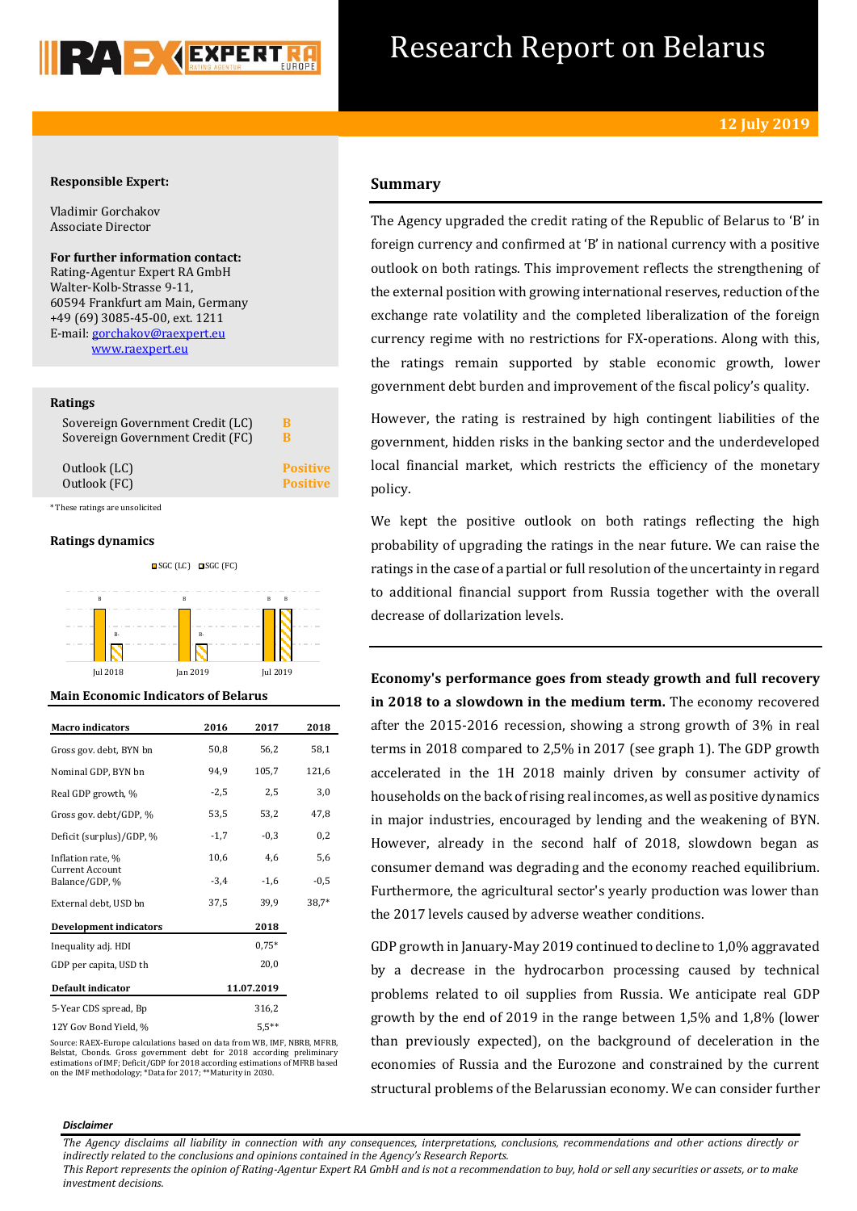# Research Report on Belarus

**12 July 2019**

**Responsible Expert:**

Vladimir Gorchakov
Associate Director

**For further information contact:**
Rating-Agentur Expert RA GmbH
Walter-Kolb-Strasse 9-11,
60594 Frankfurt am Main, Germany
+49 (69) 3085-45-00, ext. 1211
E-mail: gorchakov@raexpert.eu
www.raexpert.eu

**Ratings**

| | |
|---|---|
| Sovereign Government Credit (LC) | B |
| Sovereign Government Credit (FC) | B |
| Outlook (LC) | Positive |
| Outlook (FC) | Positive |

*These ratings are unsolicited

**Ratings dynamics**

SGC (LC) SGC (FC)

B B- B B- B B

Jul 2018 Jan 2019 Jul 2019

**Main Economic Indicators of Belarus**

| Macro indicators | 2016 | 2017 | 2018 |
|---|---|---|---|
| Gross gov. debt, BYN bn | 50,8 | 56,2 | 58,1 |
| Nominal GDP, BYN bn | 94,9 | 105,7 | 121,6 |
| Real GDP growth, % | -2,5 | 2,5 | 3,0 |
| Gross gov. debt/GDP, % | 53,5 | 53,2 | 47,8 |
| Deficit (surplus)/GDP, % | -1,7 | -0,3 | 0,2 |
| Inflation rate, % | 10,6 | 4,6 | 5,6 |
| Current Account Balance/GDP, % | -3,4 | -1,6 | -0,5 |
| External debt, USD bn | 37,5 | 39,9 | 38,7* |

| Development indicators | 2018 |
|---|---|
| Inequality adj. HDI | 0,75* |
| GDP per capita, USD th | 20,0 |

| Default indicator | 11.07.2019 |
|---|---|
| 5-Year CDS spread, Bp | 316,2 |
| 12Y Gov Bond Yield, % | 5,5** |

Source: RAEX-Europe calculations based on data from WB, IMF, NBRB, MFRB, Belstat, Cbonds. Gross government debt for 2018 according preliminary estimations of IMF; Deficit/GDP for 2018 according estimations of MFRB based on the IMF methodology; *Data for 2017; **Maturity in 2030.

## Summary

The Agency upgraded the credit rating of the Republic of Belarus to 'B' in foreign currency and confirmed at 'B' in national currency with a positive outlook on both ratings. This improvement reflects the strengthening of the external position with growing international reserves, reduction of the exchange rate volatility and the completed liberalization of the foreign currency regime with no restrictions for FX-operations. Along with this, the ratings remain supported by stable economic growth, lower government debt burden and improvement of the fiscal policy's quality.

However, the rating is restrained by high contingent liabilities of the government, hidden risks in the banking sector and the underdeveloped local financial market, which restricts the efficiency of the monetary policy.

We kept the positive outlook on both ratings reflecting the high probability of upgrading the ratings in the near future. We can raise the ratings in the case of a partial or full resolution of the uncertainty in regard to additional financial support from Russia together with the overall decrease of dollarization levels.

**Economy's performance goes from steady growth and full recovery in 2018 to a slowdown in the medium term.** The economy recovered after the 2015-2016 recession, showing a strong growth of 3% in real terms in 2018 compared to 2,5% in 2017 (see graph 1). The GDP growth accelerated in the 1H 2018 mainly driven by consumer activity of households on the back of rising real incomes, as well as positive dynamics in major industries, encouraged by lending and the weakening of BYN. However, already in the second half of 2018, slowdown began as consumer demand was degrading and the economy reached equilibrium. Furthermore, the agricultural sector's yearly production was lower than the 2017 levels caused by adverse weather conditions.

GDP growth in January-May 2019 continued to decline to 1,0% aggravated by a decrease in the hydrocarbon processing caused by technical problems related to oil supplies from Russia. We anticipate real GDP growth by the end of 2019 in the range between 1,5% and 1,8% (lower than previously expected), on the background of deceleration in the economies of Russia and the Eurozone and constrained by the current structural problems of the Belarussian economy. We can consider further

*Disclaimer*

*The Agency disclaims all liability in connection with any consequences, interpretations, conclusions, recommendations and other actions directly or indirectly related to the conclusions and opinions contained in the Agency's Research Reports.*
*This Report represents the opinion of Rating-Agentur Expert RA GmbH and is not a recommendation to buy, hold or sell any securities or assets, or to make investment decisions.*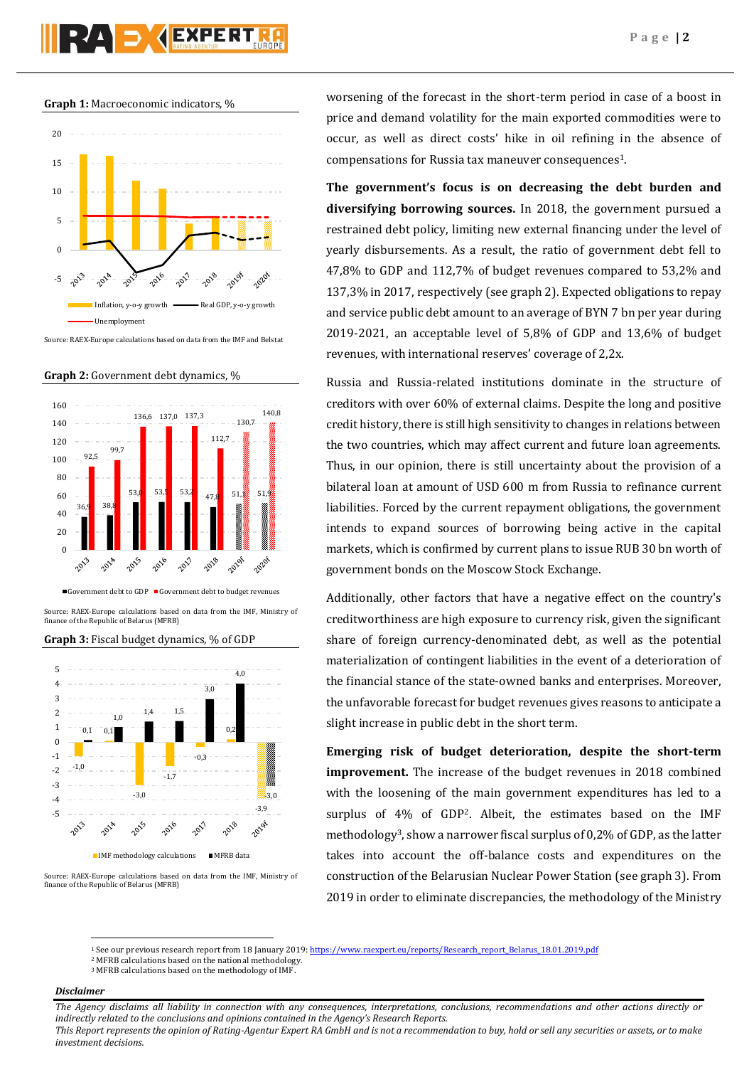**Graph 1:** Macroeconomic indicators, %

20
15
10
5
0
-5
2013 2014 2015 2016 2017 2018 2019f 2020f

Inflation, y-o-y growth
Real GDP, y-o-y growth
Unemployment

Source: RAEX-Europe calculations based on data from the IMF and Belstat

**Graph 2:** Government debt dynamics, %

160
140
120
100
80
60
40
20
0

92,5 99,7 136,6 137,0 137,3 112,7 130,7 140,8
36,9 38,8 53,0 53,5 53,2 47,8 51,1 51,9

2013 2014 2015 2016 2017 2018 2019f 2020f

Government debt to GDP
Government debt to budget revenues

Source: RAEX-Europe calculations based on data from the IMF, Ministry of finance of the Republic of Belarus (MFRB)

**Graph 3:** Fiscal budget dynamics, % of GDP

5
4
3
2
1
0
-1
-2
-3
-4
-5

0,1 0,1 1,0 1,4 1,5 3,0 0,2 4,0
-1,0 -3,0 -1,7 -0,3 -3,0 -3,9

2013 2014 2015 2016 2017 2018 2019f

IMF methodology calculations
MFRB data

Source: RAEX-Europe calculations based on data from the IMF, Ministry of finance of the Republic of Belarus (MFRB)

worsening of the forecast in the short-term period in case of a boost in price and demand volatility for the main exported commodities were to occur, as well as direct costs' hike in oil refining in the absence of compensations for Russia tax maneuver consequences[1].

**The government's focus is on decreasing the debt burden and diversifying borrowing sources.** In 2018, the government pursued a restrained debt policy, limiting new external financing under the level of yearly disbursements. As a result, the ratio of government debt fell to 47,8% to GDP and 112,7% of budget revenues compared to 53,2% and 137,3% in 2017, respectively (see graph 2). Expected obligations to repay and service public debt amount to an average of BYN 7 bn per year during 2019-2021, an acceptable level of 5,8% of GDP and 13,6% of budget revenues, with international reserves' coverage of 2,2x.

Russia and Russia-related institutions dominate in the structure of creditors with over 60% of external claims. Despite the long and positive credit history, there is still high sensitivity to changes in relations between the two countries, which may affect current and future loan agreements. Thus, in our opinion, there is still uncertainty about the provision of a bilateral loan at amount of USD 600 m from Russia to refinance current liabilities. Forced by the current repayment obligations, the government intends to expand sources of borrowing being active in the capital markets, which is confirmed by current plans to issue RUB 30 bn worth of government bonds on the Moscow Stock Exchange.

Additionally, other factors that have a negative effect on the country's creditworthiness are high exposure to currency risk, given the significant share of foreign currency-denominated debt, as well as the potential materialization of contingent liabilities in the event of a deterioration of the financial stance of the state-owned banks and enterprises. Moreover, the unfavorable forecast for budget revenues gives reasons to anticipate a slight increase in public debt in the short term.

**Emerging risk of budget deterioration, despite the short-term improvement.** The increase of the budget revenues in 2018 combined with the loosening of the main government expenditures has led to a surplus of 4% of GDP[2]. Albeit, the estimates based on the IMF methodology[3], show a narrower fiscal surplus of 0,2% of GDP, as the latter takes into account the off-balance costs and expenditures on the construction of the Belarusian Nuclear Power Station (see graph 3). From 2019 in order to eliminate discrepancies, the methodology of the Ministry

[1] See our previous research report from 18 January 2019: https://www.raexpert.eu/reports/Research_report_Belarus_18.01.2019.pdf
[2] MFRB calculations based on the national methodology.
[3] MFRB calculations based on the methodology of IMF.

*Disclaimer*

*The Agency disclaims all liability in connection with any consequences, interpretations, conclusions, recommendations and other actions directly or indirectly related to the conclusions and opinions contained in the Agency's Research Reports.*
*This Report represents the opinion of Rating-Agentur Expert RA GmbH and is not a recommendation to buy, hold or sell any securities or assets, or to make investment decisions.*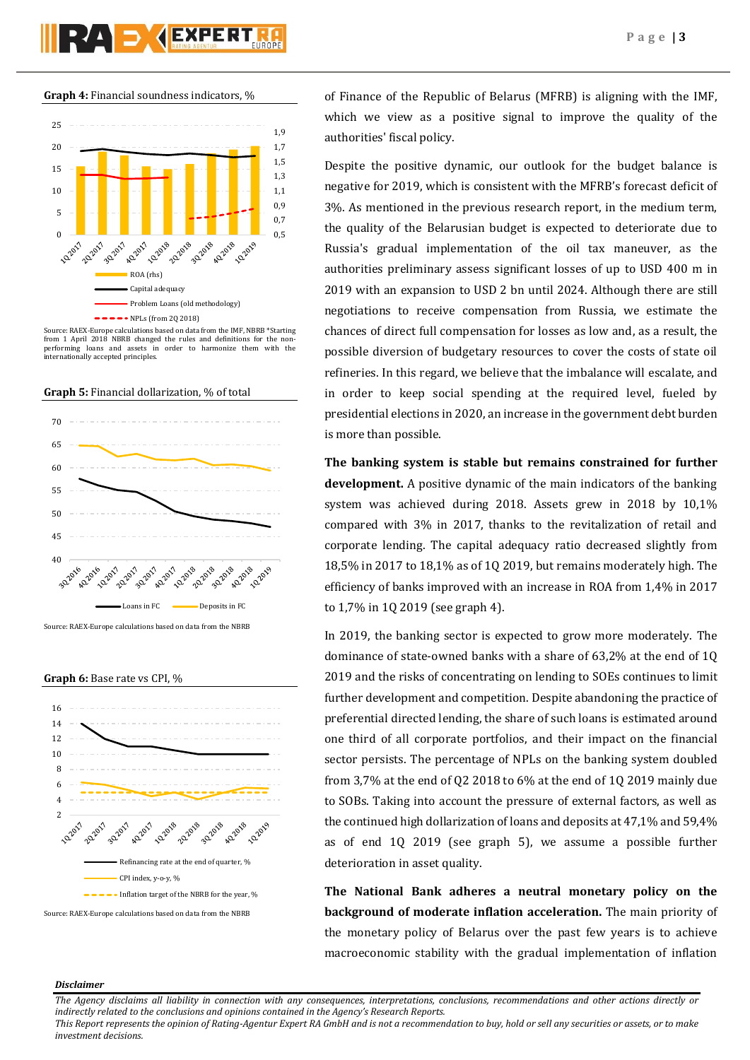**Graph 4:** Financial soundness indicators, %

25
20
15
10
5
0

1,9
1,7
1,5
1,3
1,1
0,9
0,7
0,5

1Q 2017
2Q 2017
3Q 2017
4Q 2017
1Q 2018
2Q 2018
3Q 2018
4Q 2018
1Q 2019

ROA (rhs)
Capital adequacy
Problem Loans (old methodology)
NPLs (from 2Q 2018)

Source: RAEX-Europe calculations based on data from the IMF, NBRB *Starting from 1 April 2018 NBRB changed the rules and definitions for the non-performing loans and assets in order to harmonize them with the internationally accepted principles.

**Graph 5:** Financial dollarization, % of total

70
65
60
55
50
45
40

3Q 2016
4Q 2016
1Q 2017
2Q 2017
3Q 2017
4Q 2017
1Q 2018
2Q 2018
3Q 2018
4Q 2018
1Q 2019

Loans in FC
Deposits in FC

Source: RAEX-Europe calculations based on data from the NBRB

**Graph 6:** Base rate vs CPI, %

16
14
12
10
8
6
4
2

1Q 2017
2Q 2017
3Q 2017
4Q 2017
1Q 2018
2Q 2018
3Q 2018
4Q 2018
1Q 2019

Refinancing rate at the end of quarter, %
CPI index, y-o-y, %
Inflation target of the NBRB for the year, %

Source: RAEX-Europe calculations based on data from the NBRB

of Finance of the Republic of Belarus (MFRB) is aligning with the IMF, which we view as a positive signal to improve the quality of the authorities' fiscal policy.

Despite the positive dynamic, our outlook for the budget balance is negative for 2019, which is consistent with the MFRB's forecast deficit of 3%. As mentioned in the previous research report, in the medium term, the quality of the Belarusian budget is expected to deteriorate due to Russia's gradual implementation of the oil tax maneuver, as the authorities preliminary assess significant losses of up to USD 400 m in 2019 with an expansion to USD 2 bn until 2024. Although there are still negotiations to receive compensation from Russia, we estimate the chances of direct full compensation for losses as low and, as a result, the possible diversion of budgetary resources to cover the costs of state oil refineries. In this regard, we believe that the imbalance will escalate, and in order to keep social spending at the required level, fueled by presidential elections in 2020, an increase in the government debt burden is more than possible.

**The banking system is stable but remains constrained for further development.** A positive dynamic of the main indicators of the banking system was achieved during 2018. Assets grew in 2018 by 10,1% compared with 3% in 2017, thanks to the revitalization of retail and corporate lending. The capital adequacy ratio decreased slightly from 18,5% in 2017 to 18,1% as of 1Q 2019, but remains moderately high. The efficiency of banks improved with an increase in ROA from 1,4% in 2017 to 1,7% in 1Q 2019 (see graph 4).

In 2019, the banking sector is expected to grow more moderately. The dominance of state-owned banks with a share of 63,2% at the end of 1Q 2019 and the risks of concentrating on lending to SOEs continues to limit further development and competition. Despite abandoning the practice of preferential directed lending, the share of such loans is estimated around one third of all corporate portfolios, and their impact on the financial sector persists. The percentage of NPLs on the banking system doubled from 3,7% at the end of Q2 2018 to 6% at the end of 1Q 2019 mainly due to SOBs. Taking into account the pressure of external factors, as well as the continued high dollarization of loans and deposits at 47,1% and 59,4% as of end 1Q 2019 (see graph 5), we assume a possible further deterioration in asset quality.

**The National Bank adheres a neutral monetary policy on the background of moderate inflation acceleration.** The main priority of the monetary policy of Belarus over the past few years is to achieve macroeconomic stability with the gradual implementation of inflation

***Disclaimer***

*The Agency disclaims all liability in connection with any consequences, interpretations, conclusions, recommendations and other actions directly or indirectly related to the conclusions and opinions contained in the Agency's Research Reports.*
*This Report represents the opinion of Rating-Agentur Expert RA GmbH and is not a recommendation to buy, hold or sell any securities or assets, or to make investment decisions.*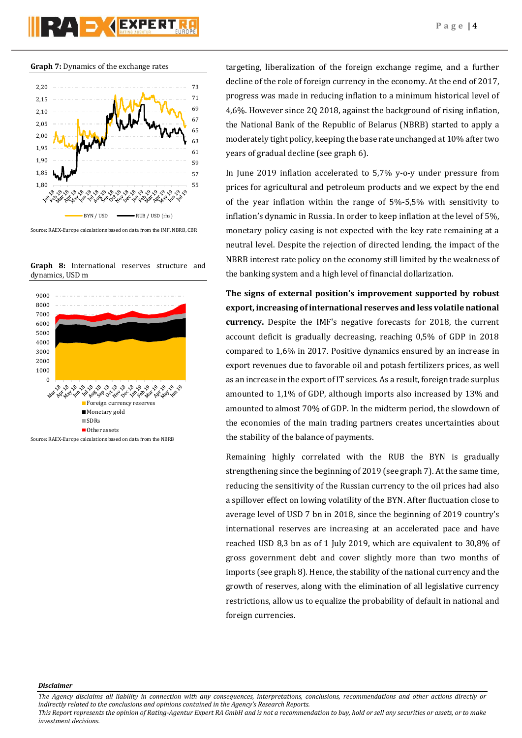**Graph 7:** Dynamics of the exchange rates

2,20
2,15
2,10
2,05
2,00
1,95
1,90
1,85
1,80

73
71
69
67
65
63
61
59
57
55

Jan 18 Feb 18 Mar 18 Apr 18 May 18 Jun 18 Jul 18 Aug 18 Sep 18 Oct 18 Nov 18 Dec 18 Jan 19 Feb 19 Mar 19 Apr 19 May 19 Jun 19 Jul 19

BYN / USD
RUB / USD (rhs)

Source: RAEX-Europe calculations based on data from the IMF, NBRB, CBR

**Graph 8:** International reserves structure and dynamics, USD m

9000
8000
7000
6000
5000
4000
3000
2000
1000
0

Mar 18 Apr 18 May 18 Jun 18 Jul 18 Aug 18 Sep 18 Oct 18 Nov 18 Dec 18 Jan 19 Feb 19 Mar 19 Apr 19 May 19 Jun 19

Foreign currency reserves
Monetary gold
SDRs
Other assets

Source: RAEX-Europe calculations based on data from the NBRB

targeting, liberalization of the foreign exchange regime, and a further decline of the role of foreign currency in the economy. At the end of 2017, progress was made in reducing inflation to a minimum historical level of 4,6%. However since 2Q 2018, against the background of rising inflation, the National Bank of the Republic of Belarus (NBRB) started to apply a moderately tight policy, keeping the base rate unchanged at 10% after two years of gradual decline (see graph 6).

In June 2019 inflation accelerated to 5,7% y-o-y under pressure from prices for agricultural and petroleum products and we expect by the end of the year inflation within the range of 5%-5,5% with sensitivity to inflation's dynamic in Russia. In order to keep inflation at the level of 5%, monetary policy easing is not expected with the key rate remaining at a neutral level. Despite the rejection of directed lending, the impact of the NBRB interest rate policy on the economy still limited by the weakness of the banking system and a high level of financial dollarization.

**The signs of external position's improvement supported by robust export, increasing of international reserves and less volatile national currency.** Despite the IMF's negative forecasts for 2018, the current account deficit is gradually decreasing, reaching 0,5% of GDP in 2018 compared to 1,6% in 2017. Positive dynamics ensured by an increase in export revenues due to favorable oil and potash fertilizers prices, as well as an increase in the export of IT services. As a result, foreign trade surplus amounted to 1,1% of GDP, although imports also increased by 13% and amounted to almost 70% of GDP. In the midterm period, the slowdown of the economies of the main trading partners creates uncertainties about the stability of the balance of payments.

Remaining highly correlated with the RUB the BYN is gradually strengthening since the beginning of 2019 (see graph 7). At the same time, reducing the sensitivity of the Russian currency to the oil prices had also a spillover effect on lowing volatility of the BYN. After fluctuation close to average level of USD 7 bn in 2018, since the beginning of 2019 country's international reserves are increasing at an accelerated pace and have reached USD 8,3 bn as of 1 July 2019, which are equivalent to 30,8% of gross government debt and cover slightly more than two months of imports (see graph 8). Hence, the stability of the national currency and the growth of reserves, along with the elimination of all legislative currency restrictions, allow us to equalize the probability of default in national and foreign currencies.

***Disclaimer***

*The Agency disclaims all liability in connection with any consequences, interpretations, conclusions, recommendations and other actions directly or indirectly related to the conclusions and opinions contained in the Agency's Research Reports.*
*This Report represents the opinion of Rating-Agentur Expert RA GmbH and is not a recommendation to buy, hold or sell any securities or assets, or to make investment decisions.*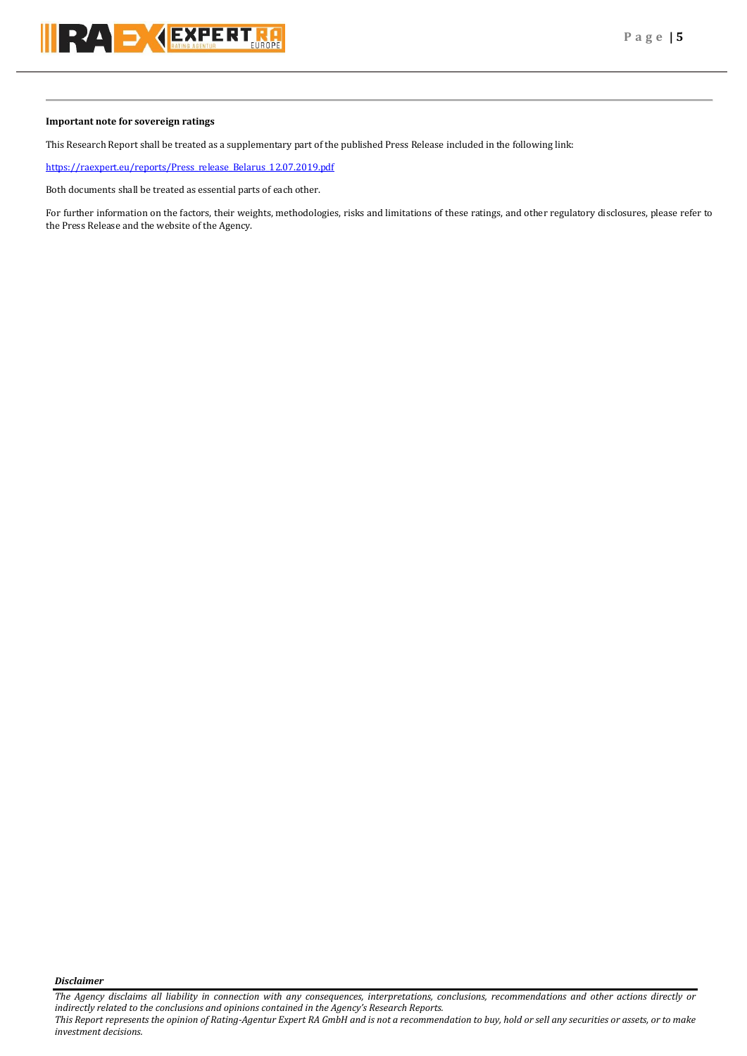**Important note for sovereign ratings**

This Research Report shall be treated as a supplementary part of the published Press Release included in the following link:

https://raexpert.eu/reports/Press_release_Belarus_12.07.2019.pdf

Both documents shall be treated as essential parts of each other.

For further information on the factors, their weights, methodologies, risks and limitations of these ratings, and other regulatory disclosures, please refer to the Press Release and the website of the Agency.

***Disclaimer***

*The Agency disclaims all liability in connection with any consequences, interpretations, conclusions, recommendations and other actions directly or indirectly related to the conclusions and opinions contained in the Agency's Research Reports.*

*This Report represents the opinion of Rating-Agentur Expert RA GmbH and is not a recommendation to buy, hold or sell any securities or assets, or to make investment decisions.*